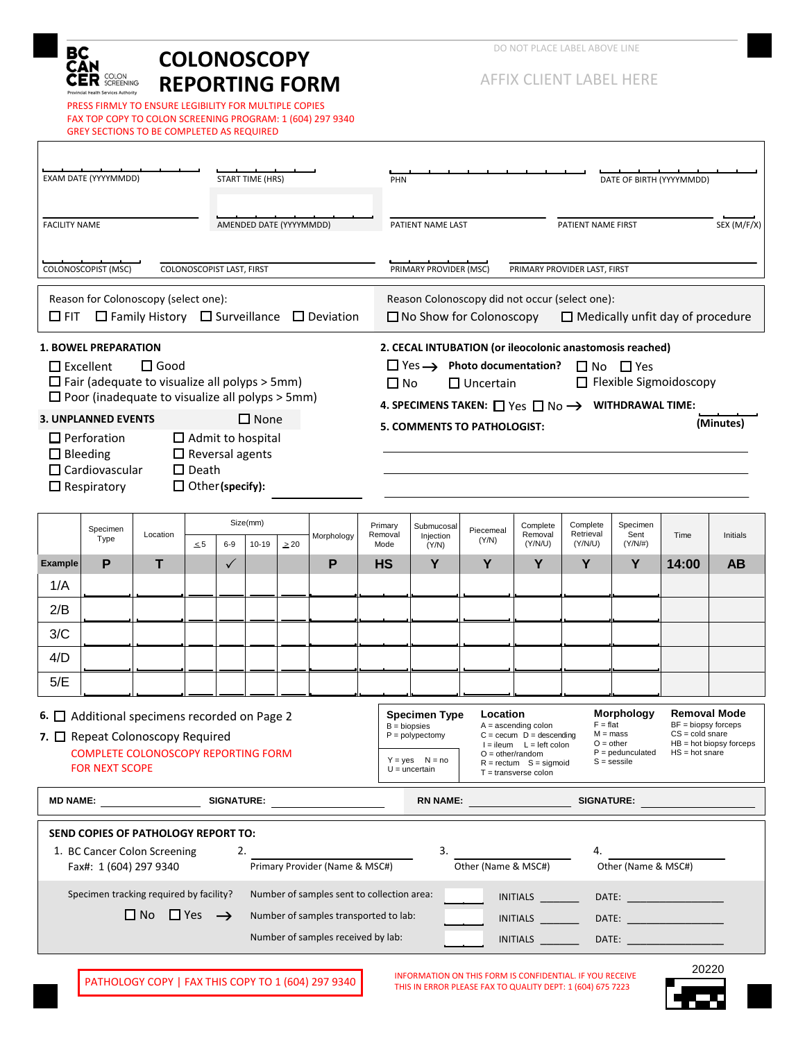BC CANCER COLON SCREENING
Provincial Health Services Authority

# COLONOSCOPY REPORTING FORM

DO NOT PLACE LABEL ABOVE LINE

AFFIX CLIENT LABEL HERE

PRESS FIRMLY TO ENSURE LEGIBILITY FOR MULTIPLE COPIES
FAX TOP COPY TO COLON SCREENING PROGRAM: 1 (604) 297 9340
GREY SECTIONS TO BE COMPLETED AS REQUIRED

EXAM DATE (YYYYMMDD) | START TIME (HRS) | PHN | DATE OF BIRTH (YYYYMMDD)

FACILITY NAME | AMENDED DATE (YYYYMMDD) | PATIENT NAME LAST | PATIENT NAME FIRST | SEX (M/F/X)

COLONOSCOPIST (MSC) | COLONOSCOPIST LAST, FIRST | PRIMARY PROVIDER (MSC) | PRIMARY PROVIDER LAST, FIRST

Reason for Colonoscopy (select one):
☐ FIT ☐ Family History ☐ Surveillance ☐ Deviation

Reason Colonoscopy did not occur (select one):
☐ No Show for Colonoscopy ☐ Medically unfit day of procedure

**1. BOWEL PREPARATION**
☐ Excellent ☐ Good
☐ Fair (adequate to visualize all polyps > 5mm)
☐ Poor (inadequate to visualize all polyps > 5mm)

**2. CECAL INTUBATION (or ileocolonic anastomosis reached)**
☐ Yes → **Photo documentation?** ☐ No ☐ Yes
☐ No ☐ Uncertain ☐ Flexible Sigmoidoscopy

**3. UNPLANNED EVENTS** ☐ None
☐ Perforation ☐ Admit to hospital
☐ Bleeding ☐ Reversal agents
☐ Cardiovascular ☐ Death
☐ Respiratory ☐ Other **(specify):** ____________

**4. SPECIMENS TAKEN:** ☐ Yes ☐ No → **WITHDRAWAL TIME:** ______ **(Minutes)**

**5. COMMENTS TO PATHOLOGIST:**

______________________________

______________________________

______________________________

| | Specimen Type | Location | Size(mm) | | | | Morphology | Primary Removal Mode | Submucosal Injection (Y/N) | Piecemeal (Y/N) | Complete Removal (Y/N/U) | Complete Retrieval (Y/N/U) | Specimen Sent (Y/N/#) | Time | Initials |
|---|---|---|---|---|---|---|---|---|---|---|---|---|---|---|---|
| | | | ≤5 | 6-9 | 10-19 | ≥20 | | | | | | | | | |
| **Example** | P | T | | ✓ | | | P | HS | Y | Y | Y | Y | Y | 14:00 | AB |
| 1/A | | | | | | | | | | | | | | | |
| 2/B | | | | | | | | | | | | | | | |
| 3/C | | | | | | | | | | | | | | | |
| 4/D | | | | | | | | | | | | | | | |
| 5/E | | | | | | | | | | | | | | | |

**6.** ☐ Additional specimens recorded on Page 2

**7.** ☐ Repeat Colonoscopy Required
COMPLETE COLONOSCOPY REPORTING FORM FOR NEXT SCOPE

**Specimen Type**
B = biopsies
P = polypectomy

Y = yes N = no
U = uncertain

**Location**
A = ascending colon
C = cecum D = descending
I = ileum L = left colon
O = other/random
R = rectum S = sigmoid
T = transverse colon

**Morphology**
F = flat
M = mass
O = other
P = pedunculated
S = sessile

**Removal Mode**
BF = biopsy forceps
CS = cold snare
HB = hot biopsy forceps
HS = hot snare

**MD NAME:** ____________ **SIGNATURE:** ____________ **RN NAME:** ____________ **SIGNATURE:** ____________

**SEND COPIES OF PATHOLOGY REPORT TO:**

1. BC Cancer Colon Screening
Fax#: 1 (604) 297 9340

2. ____________
Primary Provider (Name & MSC#)

3. ____________
Other (Name & MSC#)

4. ____________
Other (Name & MSC#)

Specimen tracking required by facility?
☐ No ☐ Yes →

Number of samples sent to collection area: ______ INITIALS ______ DATE: ______
Number of samples transported to lab: ______ INITIALS ______ DATE: ______
Number of samples received by lab: ______ INITIALS ______ DATE: ______

PATHOLOGY COPY | FAX THIS COPY TO 1 (604) 297 9340

INFORMATION ON THIS FORM IS CONFIDENTIAL. IF YOU RECEIVE THIS IN ERROR PLEASE FAX TO QUALITY DEPT: 1 (604) 675 7223

20220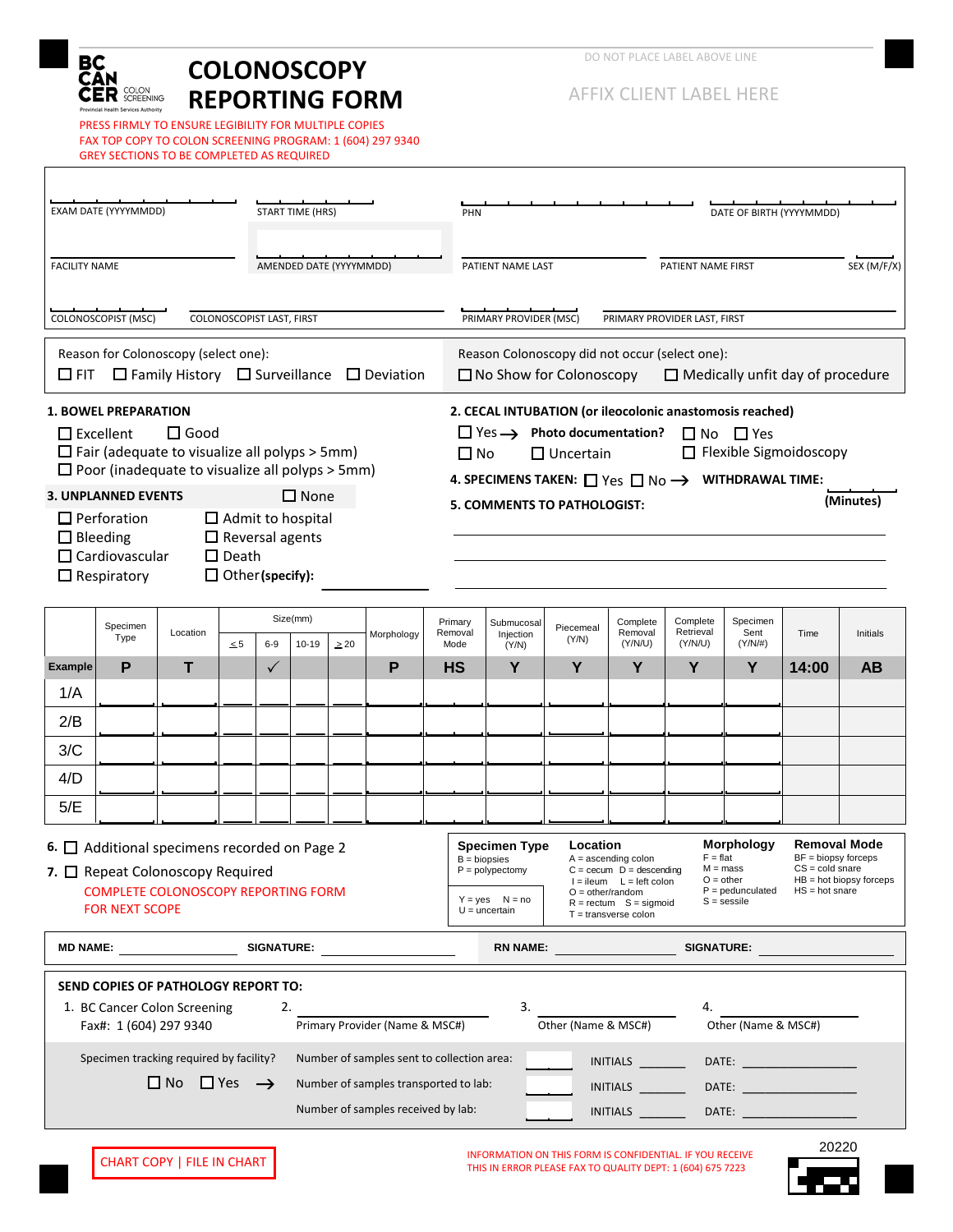BC CANCER COLON SCREENING
Provincial Health Services Authority

# COLONOSCOPY REPORTING FORM

PRESS FIRMLY TO ENSURE LEGIBILITY FOR MULTIPLE COPIES
FAX TOP COPY TO COLON SCREENING PROGRAM: 1 (604) 297 9340
GREY SECTIONS TO BE COMPLETED AS REQUIRED

DO NOT PLACE LABEL ABOVE LINE

AFFIX CLIENT LABEL HERE

EXAM DATE (YYYYMMDD) | START TIME (HRS) | PHN | DATE OF BIRTH (YYYYMMDD)

FACILITY NAME | AMENDED DATE (YYYYMMDD) | PATIENT NAME LAST | PATIENT NAME FIRST | SEX (M/F/X)

COLONOSCOPIST (MSC) | COLONOSCOPIST LAST, FIRST | PRIMARY PROVIDER (MSC) | PRIMARY PROVIDER LAST, FIRST

Reason for Colonoscopy (select one):
☐ FIT ☐ Family History ☐ Surveillance ☐ Deviation

Reason Colonoscopy did not occur (select one):
☐ No Show for Colonoscopy ☐ Medically unfit day of procedure

**1. BOWEL PREPARATION**
- ☐ Excellent ☐ Good
- ☐ Fair (adequate to visualize all polyps > 5mm)
- ☐ Poor (inadequate to visualize all polyps > 5mm)

**2. CECAL INTUBATION (or ileocolonic anastomosis reached)**
- ☐ Yes → **Photo documentation?** ☐ No ☐ Yes
- ☐ No ☐ Uncertain ☐ Flexible Sigmoidoscopy

**3. UNPLANNED EVENTS** ☐ None
- ☐ Perforation ☐ Admit to hospital
- ☐ Bleeding ☐ Reversal agents
- ☐ Cardiovascular ☐ Death
- ☐ Respiratory ☐ Other **(specify):** ______

**4. SPECIMENS TAKEN:** ☐ Yes ☐ No → **WITHDRAWAL TIME:** ____ **(Minutes)**

**5. COMMENTS TO PATHOLOGIST:**

| | Specimen Type | Location | Size(mm) ≤5 | 6-9 | 10-19 | ≥20 | Morphology | Primary Removal Mode | Submucosal Injection (Y/N) | Piecemeal (Y/N) | Complete Removal (Y/N/U) | Complete Retrieval (Y/N/U) | Specimen Sent (Y/N/#) | Time | Initials |
|---|---|---|---|---|---|---|---|---|---|---|---|---|---|---|---|
| **Example** | P | T | | ✓ | | | P | HS | Y | Y | Y | Y | Y | 14:00 | AB |
| 1/A | | | | | | | | | | | | | | | |
| 2/B | | | | | | | | | | | | | | | |
| 3/C | | | | | | | | | | | | | | | |
| 4/D | | | | | | | | | | | | | | | |
| 5/E | | | | | | | | | | | | | | | |

6. ☐ Additional specimens recorded on Page 2

7. ☐ Repeat Colonoscopy Required
COMPLETE COLONOSCOPY REPORTING FORM FOR NEXT SCOPE

**Specimen Type**
B = biopsies
P = polypectomy

Y = yes N = no
U = uncertain

**Location**
A = ascending colon
C = cecum D = descending
I = ileum L = left colon
O = other/random
R = rectum S = sigmoid
T = transverse colon

**Morphology**
F = flat
M = mass
O = other
P = pedunculated
S = sessile

**Removal Mode**
BF = biopsy forceps
CS = cold snare
HB = hot biopsy forceps
HS = hot snare

**MD NAME:** ______ **SIGNATURE:** ______ **RN NAME:** ______ **SIGNATURE:** ______

**SEND COPIES OF PATHOLOGY REPORT TO:**

1. BC Cancer Colon Screening
   Fax#: 1 (604) 297 9340
2. ______ Primary Provider (Name & MSC#)
3. ______ Other (Name & MSC#)
4. ______ Other (Name & MSC#)

Specimen tracking required by facility? ☐ No ☐ Yes →

Number of samples sent to collection area: ____ INITIALS ____ DATE: ____
Number of samples transported to lab: ____ INITIALS ____ DATE: ____
Number of samples received by lab: ____ INITIALS ____ DATE: ____

CHART COPY | FILE IN CHART

INFORMATION ON THIS FORM IS CONFIDENTIAL. IF YOU RECEIVE THIS IN ERROR PLEASE FAX TO QUALITY DEPT: 1 (604) 675 7223

20220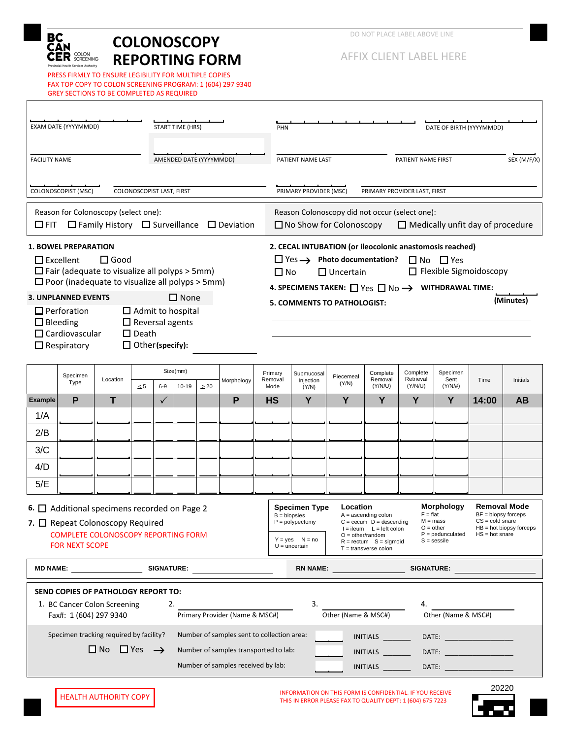BC CANCER COLON SCREENING
Provincial Health Services Authority

# COLONOSCOPY REPORTING FORM

PRESS FIRMLY TO ENSURE LEGIBILITY FOR MULTIPLE COPIES
FAX TOP COPY TO COLON SCREENING PROGRAM: 1 (604) 297 9340
GREY SECTIONS TO BE COMPLETED AS REQUIRED

DO NOT PLACE LABEL ABOVE LINE

AFFIX CLIENT LABEL HERE

EXAM DATE (YYYYMMDD) | START TIME (HRS) | PHN | DATE OF BIRTH (YYYYMMDD)

FACILITY NAME | AMENDED DATE (YYYYMMDD) | PATIENT NAME LAST | PATIENT NAME FIRST | SEX (M/F/X)

COLONOSCOPIST (MSC) | COLONOSCOPIST LAST, FIRST | PRIMARY PROVIDER (MSC) | PRIMARY PROVIDER LAST, FIRST

Reason for Colonoscopy (select one):
☐ FIT ☐ Family History ☐ Surveillance ☐ Deviation

Reason Colonoscopy did not occur (select one):
☐ No Show for Colonoscopy ☐ Medically unfit day of procedure

**1. BOWEL PREPARATION**
☐ Excellent ☐ Good
☐ Fair (adequate to visualize all polyps > 5mm)
☐ Poor (inadequate to visualize all polyps > 5mm)

**2. CECAL INTUBATION (or ileocolonic anastomosis reached)**
☐ Yes → **Photo documentation?** ☐ No ☐ Yes
☐ No ☐ Uncertain ☐ Flexible Sigmoidoscopy

**3. UNPLANNED EVENTS** ☐ None
☐ Perforation ☐ Admit to hospital
☐ Bleeding ☐ Reversal agents
☐ Cardiovascular ☐ Death
☐ Respiratory ☐ Other **(specify):** ________

**4. SPECIMENS TAKEN:** ☐ Yes ☐ No → **WITHDRAWAL TIME:** ____ **(Minutes)**

**5. COMMENTS TO PATHOLOGIST:**

________________________________________

________________________________________

________________________________________

| | Specimen Type | Location | Size(mm) | | | | Morphology | Primary Removal Mode | Submucosal Injection (Y/N) | Piecemeal (Y/N) | Complete Removal (Y/N/U) | Complete Retrieval (Y/N/U) | Specimen Sent (Y/N/#) | Time | Initials |
|---|---|---|---|---|---|---|---|---|---|---|---|---|---|---|---|
| | | | ≤5 | 6-9 | 10-19 | ≥20 | | | | | | | | | |
| **Example** | P | T | | ✓ | | | P | HS | Y | Y | Y | Y | Y | 14:00 | AB |
| 1/A | | | | | | | | | | | | | | | |
| 2/B | | | | | | | | | | | | | | | |
| 3/C | | | | | | | | | | | | | | | |
| 4/D | | | | | | | | | | | | | | | |
| 5/E | | | | | | | | | | | | | | | |

6. ☐ Additional specimens recorded on Page 2

7. ☐ Repeat Colonoscopy Required
COMPLETE COLONOSCOPY REPORTING FORM FOR NEXT SCOPE

**Specimen Type**
B = biopsies
P = polypectomy

Y = yes N = no
U = uncertain

**Location**
A = ascending colon
C = cecum D = descending
I = ileum L = left colon
O = other/random
R = rectum S = sigmoid
T = transverse colon

**Morphology**
F = flat
M = mass
O = other
P = pedunculated
S = sessile

**Removal Mode**
BF = biopsy forceps
CS = cold snare
HB = hot biopsy forceps
HS = hot snare

**MD NAME:** ____________ **SIGNATURE:** ____________ **RN NAME:** ____________ **SIGNATURE:** ____________

**SEND COPIES OF PATHOLOGY REPORT TO:**

1. BC Cancer Colon Screening
   Fax#: 1 (604) 297 9340
2. ____________ Primary Provider (Name & MSC#)
3. ____________ Other (Name & MSC#)
4. ____________ Other (Name & MSC#)

Specimen tracking required by facility?
☐ No ☐ Yes →

Number of samples sent to collection area: ____ INITIALS ____ DATE: ____
Number of samples transported to lab: ____ INITIALS ____ DATE: ____
Number of samples received by lab: ____ INITIALS ____ DATE: ____

HEALTH AUTHORITY COPY

INFORMATION ON THIS FORM IS CONFIDENTIAL. IF YOU RECEIVE THIS IN ERROR PLEASE FAX TO QUALITY DEPT: 1 (604) 675 7223

20220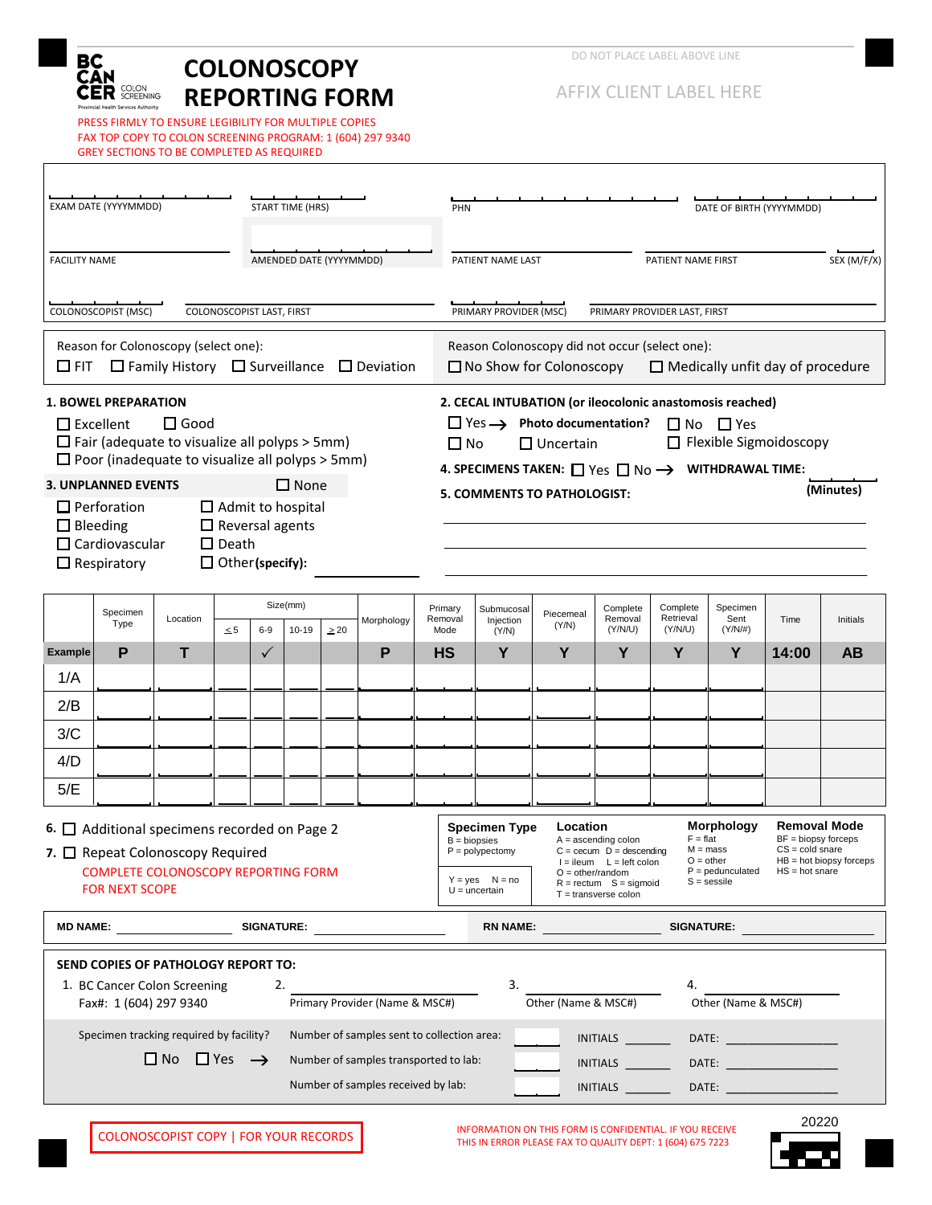BC CANCER COLON SCREENING
Provincial Health Services Authority

# COLONOSCOPY REPORTING FORM

PRESS FIRMLY TO ENSURE LEGIBILITY FOR MULTIPLE COPIES
FAX TOP COPY TO COLON SCREENING PROGRAM: 1 (604) 297 9340
GREY SECTIONS TO BE COMPLETED AS REQUIRED

DO NOT PLACE LABEL ABOVE LINE

AFFIX CLIENT LABEL HERE

EXAM DATE (YYYYMMDD) | START TIME (HRS) | PHN | DATE OF BIRTH (YYYYMMDD)

FACILITY NAME | AMENDED DATE (YYYYMMDD) | PATIENT NAME LAST | PATIENT NAME FIRST | SEX (M/F/X)

COLONOSCOPIST (MSC) | COLONOSCOPIST LAST, FIRST | PRIMARY PROVIDER (MSC) | PRIMARY PROVIDER LAST, FIRST

Reason for Colonoscopy (select one):
☐ FIT ☐ Family History ☐ Surveillance ☐ Deviation

Reason Colonoscopy did not occur (select one):
☐ No Show for Colonoscopy ☐ Medically unfit day of procedure

**1. BOWEL PREPARATION**
☐ Excellent ☐ Good
☐ Fair (adequate to visualize all polyps > 5mm)
☐ Poor (inadequate to visualize all polyps > 5mm)

**2. CECAL INTUBATION (or ileocolonic anastomosis reached)**
☐ Yes → **Photo documentation?** ☐ No ☐ Yes
☐ No ☐ Uncertain ☐ Flexible Sigmoidoscopy

**3. UNPLANNED EVENTS** ☐ None
☐ Perforation ☐ Admit to hospital
☐ Bleeding ☐ Reversal agents
☐ Cardiovascular ☐ Death
☐ Respiratory ☐ Other **(specify):** ____________

**4. SPECIMENS TAKEN:** ☐ Yes ☐ No → **WITHDRAWAL TIME:** ______ **(Minutes)**

**5. COMMENTS TO PATHOLOGIST:**
____________________________________________
____________________________________________
____________________________________________

| | Specimen Type | Location | Size(mm) ≤5 | 6-9 | 10-19 | ≥20 | Morphology | Primary Removal Mode | Submucosal Injection (Y/N) | Piecemeal (Y/N) | Complete Removal (Y/N/U) | Complete Retrieval (Y/N/U) | Specimen Sent (Y/N/#) | Time | Initials |
|---|---|---|---|---|---|---|---|---|---|---|---|---|---|---|---|
| **Example** | P | T | | ✓ | | | P | HS | Y | Y | Y | Y | Y | 14:00 | AB |
| 1/A | | | | | | | | | | | | | | | |
| 2/B | | | | | | | | | | | | | | | |
| 3/C | | | | | | | | | | | | | | | |
| 4/D | | | | | | | | | | | | | | | |
| 5/E | | | | | | | | | | | | | | | |

**6.** ☐ Additional specimens recorded on Page 2

**7.** ☐ Repeat Colonoscopy Required
COMPLETE COLONOSCOPY REPORTING FORM FOR NEXT SCOPE

**Specimen Type**
B = biopsies
P = polypectomy

Y = yes N = no
U = uncertain

**Location**
A = ascending colon
C = cecum D = descending
I = ileum L = left colon
O = other/random
R = rectum S = sigmoid
T = transverse colon

**Morphology**
F = flat
M = mass
O = other
P = pedunculated
S = sessile

**Removal Mode**
BF = biopsy forceps
CS = cold snare
HB = hot biopsy forceps
HS = hot snare

**MD NAME:** ____________ **SIGNATURE:** ____________ **RN NAME:** ____________ **SIGNATURE:** ____________

**SEND COPIES OF PATHOLOGY REPORT TO:**

1. BC Cancer Colon Screening
   Fax#: 1 (604) 297 9340
2. ____________ Primary Provider (Name & MSC#)
3. ____________ Other (Name & MSC#)
4. ____________ Other (Name & MSC#)

Specimen tracking required by facility?
☐ No ☐ Yes →

Number of samples sent to collection area: ____ INITIALS ______ DATE: ____________
Number of samples transported to lab: ____ INITIALS ______ DATE: ____________
Number of samples received by lab: ____ INITIALS ______ DATE: ____________

COLONOSCOPIST COPY | FOR YOUR RECORDS

INFORMATION ON THIS FORM IS CONFIDENTIAL. IF YOU RECEIVE THIS IN ERROR PLEASE FAX TO QUALITY DEPT: 1 (604) 675 7223

20220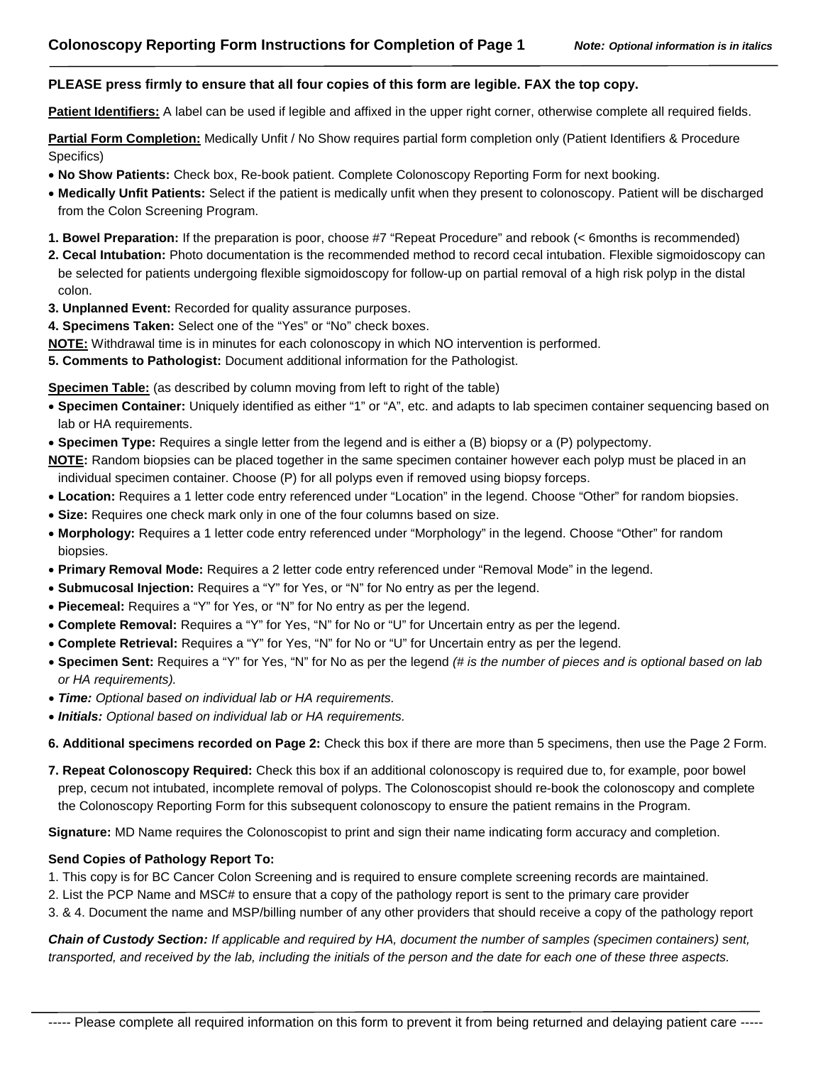## Colonoscopy Reporting Form Instructions for Completion of Page 1

***Note:** Optional information is in italics*

**PLEASE press firmly to ensure that all four copies of this form are legible. FAX the top copy.**

**Patient Identifiers:** A label can be used if legible and affixed in the upper right corner, otherwise complete all required fields.

**Partial Form Completion:** Medically Unfit / No Show requires partial form completion only (Patient Identifiers & Procedure Specifics)

- **No Show Patients:** Check box, Re-book patient. Complete Colonoscopy Reporting Form for next booking.
- **Medically Unfit Patients:** Select if the patient is medically unfit when they present to colonoscopy. Patient will be discharged from the Colon Screening Program.

1. **Bowel Preparation:** If the preparation is poor, choose #7 "Repeat Procedure" and rebook (< 6months is recommended)
2. **Cecal Intubation:** Photo documentation is the recommended method to record cecal intubation. Flexible sigmoidoscopy can be selected for patients undergoing flexible sigmoidoscopy for follow-up on partial removal of a high risk polyp in the distal colon.
3. **Unplanned Event:** Recorded for quality assurance purposes.
4. **Specimens Taken:** Select one of the "Yes" or "No" check boxes.

**NOTE:** Withdrawal time is in minutes for each colonoscopy in which NO intervention is performed.

5. **Comments to Pathologist:** Document additional information for the Pathologist.

**Specimen Table:** (as described by column moving from left to right of the table)

- **Specimen Container:** Uniquely identified as either "1" or "A", etc. and adapts to lab specimen container sequencing based on lab or HA requirements.
- **Specimen Type:** Requires a single letter from the legend and is either a (B) biopsy or a (P) polypectomy.

**NOTE:** Random biopsies can be placed together in the same specimen container however each polyp must be placed in an individual specimen container. Choose (P) for all polyps even if removed using biopsy forceps.

- **Location:** Requires a 1 letter code entry referenced under "Location" in the legend. Choose "Other" for random biopsies.
- **Size:** Requires one check mark only in one of the four columns based on size.
- **Morphology:** Requires a 1 letter code entry referenced under "Morphology" in the legend. Choose "Other" for random biopsies.
- **Primary Removal Mode:** Requires a 2 letter code entry referenced under "Removal Mode" in the legend.
- **Submucosal Injection:** Requires a "Y" for Yes, or "N" for No entry as per the legend.
- **Piecemeal:** Requires a "Y" for Yes, or "N" for No entry as per the legend.
- **Complete Removal:** Requires a "Y" for Yes, "N" for No or "U" for Uncertain entry as per the legend.
- **Complete Retrieval:** Requires a "Y" for Yes, "N" for No or "U" for Uncertain entry as per the legend.
- **Specimen Sent:** Requires a "Y" for Yes, "N" for No as per the legend *(# is the number of pieces and is optional based on lab or HA requirements).*
- ***Time:*** *Optional based on individual lab or HA requirements.*
- ***Initials:*** *Optional based on individual lab or HA requirements.*

6. **Additional specimens recorded on Page 2:** Check this box if there are more than 5 specimens, then use the Page 2 Form.

7. **Repeat Colonoscopy Required:** Check this box if an additional colonoscopy is required due to, for example, poor bowel prep, cecum not intubated, incomplete removal of polyps. The Colonoscopist should re-book the colonoscopy and complete the Colonoscopy Reporting Form for this subsequent colonoscopy to ensure the patient remains in the Program.

**Signature:** MD Name requires the Colonoscopist to print and sign their name indicating form accuracy and completion.

**Send Copies of Pathology Report To:**

1. This copy is for BC Cancer Colon Screening and is required to ensure complete screening records are maintained.
2. List the PCP Name and MSC# to ensure that a copy of the pathology report is sent to the primary care provider

3. & 4. Document the name and MSP/billing number of any other providers that should receive a copy of the pathology report

***Chain of Custody Section:*** *If applicable and required by HA, document the number of samples (specimen containers) sent, transported, and received by the lab, including the initials of the person and the date for each one of these three aspects.*

----- Please complete all required information on this form to prevent it from being returned and delaying patient care -----